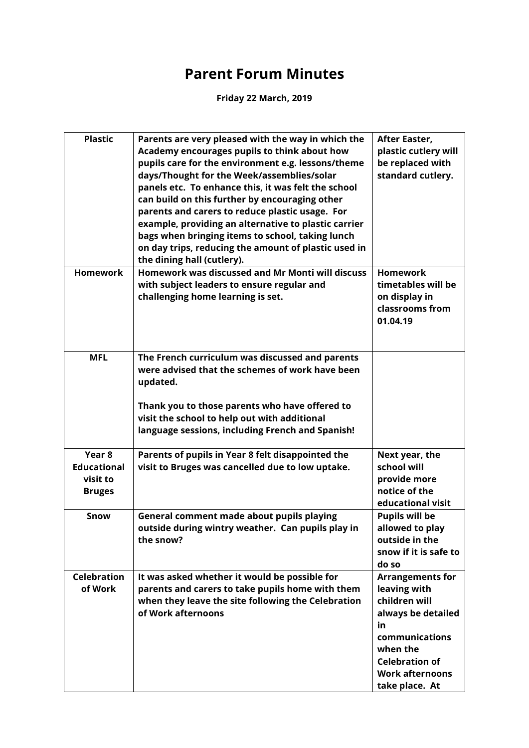# Parent Forum Minutes

**Friday 22 March, 2019**

| | | |
|---|---|---|
| **Plastic** | **Parents are very pleased with the way in which the Academy encourages pupils to think about how pupils care for the environment e.g. lessons/theme days/Thought for the Week/assemblies/solar panels etc. To enhance this, it was felt the school can build on this further by encouraging other parents and carers to reduce plastic usage. For example, providing an alternative to plastic carrier bags when bringing items to school, taking lunch on day trips, reducing the amount of plastic used in the dining hall (cutlery).** | **After Easter, plastic cutlery will be replaced with standard cutlery.** |
| **Homework** | **Homework was discussed and Mr Monti will discuss with subject leaders to ensure regular and challenging home learning is set.** | **Homework timetables will be on display in classrooms from 01.04.19** |
| **MFL** | **The French curriculum was discussed and parents were advised that the schemes of work have been updated.**<br><br>**Thank you to those parents who have offered to visit the school to help out with additional language sessions, including French and Spanish!** | |
| **Year 8 Educational visit to Bruges** | **Parents of pupils in Year 8 felt disappointed the visit to Bruges was cancelled due to low uptake.** | **Next year, the school will provide more notice of the educational visit** |
| **Snow** | **General comment made about pupils playing outside during wintry weather. Can pupils play in the snow?** | **Pupils will be allowed to play outside in the snow if it is safe to do so** |
| **Celebration of Work** | **It was asked whether it would be possible for parents and carers to take pupils home with them when they leave the site following the Celebration of Work afternoons** | **Arrangements for leaving with children will always be detailed in communications when the Celebration of Work afternoons take place. At** |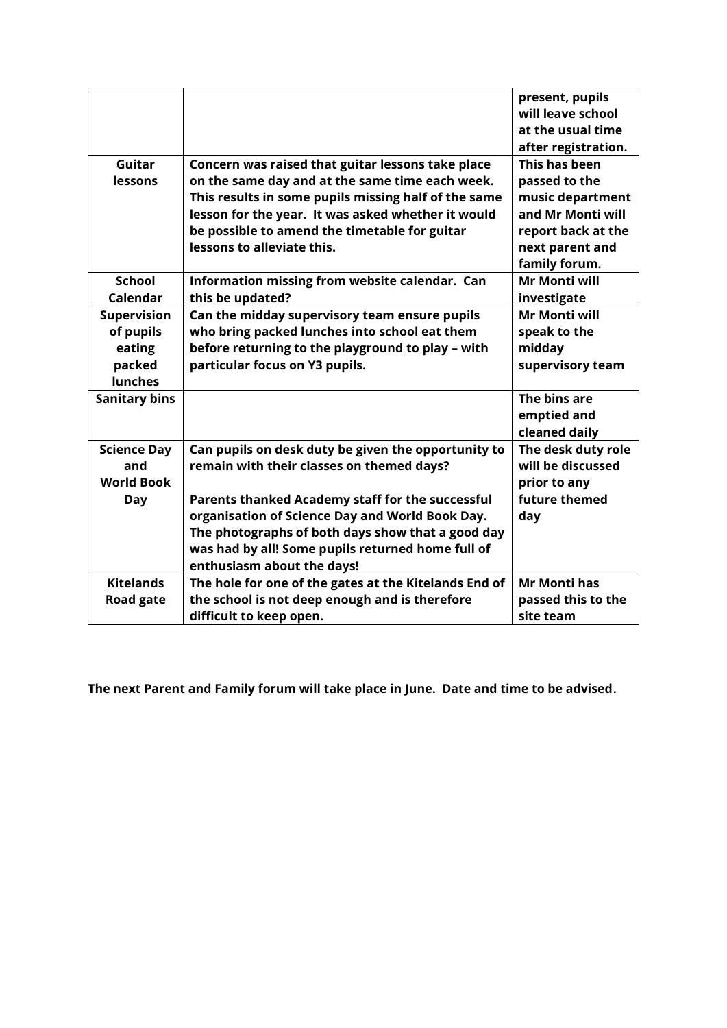| | | |
|---|---|---|
| | | **present, pupils will leave school at the usual time after registration.** |
| **Guitar lessons** | **Concern was raised that guitar lessons take place on the same day and at the same time each week. This results in some pupils missing half of the same lesson for the year. It was asked whether it would be possible to amend the timetable for guitar lessons to alleviate this.** | **This has been passed to the music department and Mr Monti will report back at the next parent and family forum.** |
| **School Calendar** | **Information missing from website calendar. Can this be updated?** | **Mr Monti will investigate** |
| **Supervision of pupils eating packed lunches** | **Can the midday supervisory team ensure pupils who bring packed lunches into school eat them before returning to the playground to play – with particular focus on Y3 pupils.** | **Mr Monti will speak to the midday supervisory team** |
| **Sanitary bins** | | **The bins are emptied and cleaned daily** |
| **Science Day and World Book Day** | **Can pupils on desk duty be given the opportunity to remain with their classes on themed days?**<br><br>**Parents thanked Academy staff for the successful organisation of Science Day and World Book Day. The photographs of both days show that a good day was had by all! Some pupils returned home full of enthusiasm about the days!** | **The desk duty role will be discussed prior to any future themed day** |
| **Kitelands Road gate** | **The hole for one of the gates at the Kitelands End of the school is not deep enough and is therefore difficult to keep open.** | **Mr Monti has passed this to the site team** |

**The next Parent and Family forum will take place in June. Date and time to be advised.**